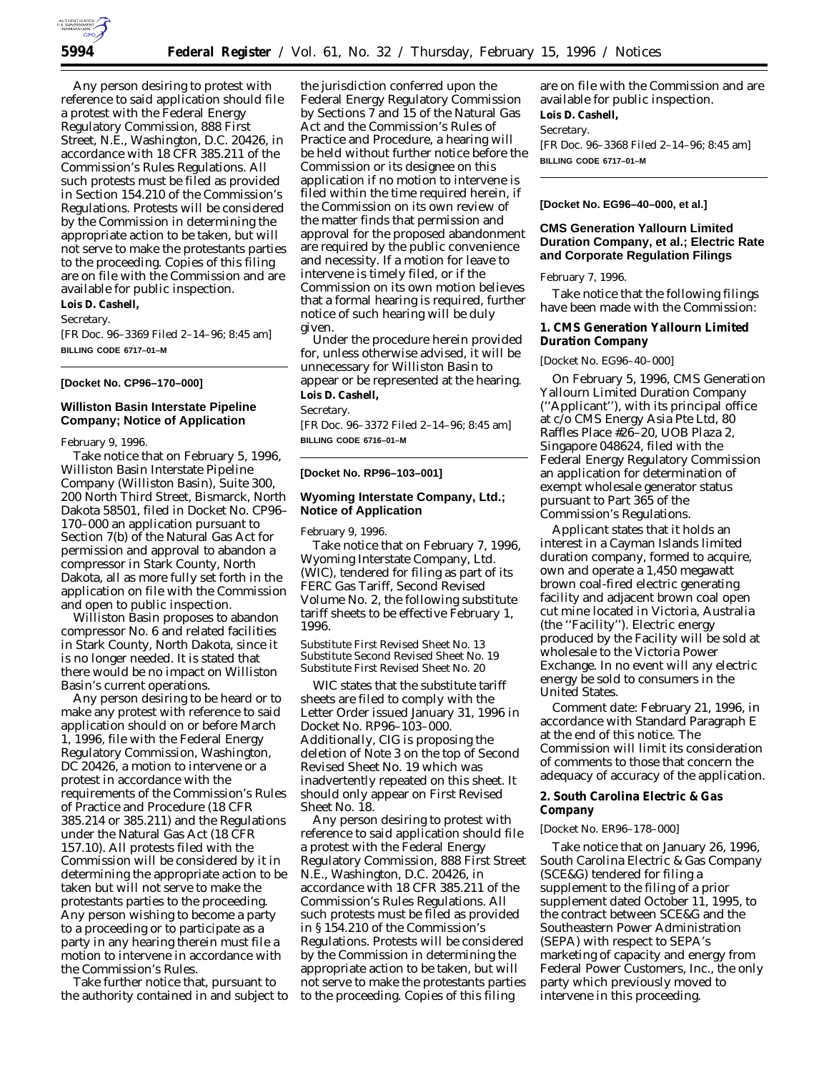Any person desiring to protest with reference to said application should file a protest with the Federal Energy Regulatory Commission, 888 First Street, N.E., Washington, D.C. 20426, in accordance with 18 CFR 385.211 of the Commission's Rules Regulations. All such protests must be filed as provided in Section 154.210 of the Commission's Regulations. Protests will be considered by the Commission in determining the appropriate action to be taken, but will not serve to make the protestants parties to the proceeding. Copies of this filing are on file with the Commission and are available for public inspection.

**Lois D. Cashell,**

*Secretary.*

[FR Doc. 96–3369 Filed 2–14–96; 8:45 am]

**BILLING CODE 6717–01–M**

---

**[Docket No. CP96–170–000]**

## Williston Basin Interstate Pipeline Company; Notice of Application

February 9, 1996.

Take notice that on February 5, 1996, Williston Basin Interstate Pipeline Company (Williston Basin), Suite 300, 200 North Third Street, Bismarck, North Dakota 58501, filed in Docket No. CP96–170–000 an application pursuant to Section 7(b) of the Natural Gas Act for permission and approval to abandon a compressor in Stark County, North Dakota, all as more fully set forth in the application on file with the Commission and open to public inspection.

Williston Basin proposes to abandon compressor No. 6 and related facilities in Stark County, North Dakota, since it is no longer needed. It is stated that there would be no impact on Williston Basin's current operations.

Any person desiring to be heard or to make any protest with reference to said application should on or before March 1, 1996, file with the Federal Energy Regulatory Commission, Washington, DC 20426, a motion to intervene or a protest in accordance with the requirements of the Commission's Rules of Practice and Procedure (18 CFR 385.214 or 385.211) and the Regulations under the Natural Gas Act (18 CFR 157.10). All protests filed with the Commission will be considered by it in determining the appropriate action to be taken but will not serve to make the protestants parties to the proceeding. Any person wishing to become a party to a proceeding or to participate as a party in any hearing therein must file a motion to intervene in accordance with the Commission's Rules.

Take further notice that, pursuant to the authority contained in and subject to the jurisdiction conferred upon the Federal Energy Regulatory Commission by Sections 7 and 15 of the Natural Gas Act and the Commission's Rules of Practice and Procedure, a hearing will be held without further notice before the Commission or its designee on this application if no motion to intervene is filed within the time required herein, if the Commission on its own review of the matter finds that permission and approval for the proposed abandonment are required by the public convenience and necessity. If a motion for leave to intervene is timely filed, or if the Commission on its own motion believes that a formal hearing is required, further notice of such hearing will be duly given.

Under the procedure herein provided for, unless otherwise advised, it will be unnecessary for Williston Basin to appear or be represented at the hearing.

**Lois D. Cashell,**

*Secretary.*

[FR Doc. 96–3372 Filed 2–14–96; 8:45 am]

**BILLING CODE 6716–01–M**

---

**[Docket No. RP96–103–001]**

## Wyoming Interstate Company, Ltd.; Notice of Application

February 9, 1996.

Take notice that on February 7, 1996, Wyoming Interstate Company, Ltd. (WIC), tendered for filing as part of its FERC Gas Tariff, Second Revised Volume No. 2, the following substitute tariff sheets to be effective February 1, 1996.

Substitute First Revised Sheet No. 13
Substitute Second Revised Sheet No. 19
Substitute First Revised Sheet No. 20

WIC states that the substitute tariff sheets are filed to comply with the Letter Order issued January 31, 1996 in Docket No. RP96–103–000. Additionally, CIG is proposing the deletion of Note 3 on the top of Second Revised Sheet No. 19 which was inadvertently repeated on this sheet. It should only appear on First Revised Sheet No. 18.

Any person desiring to protest with reference to said application should file a protest with the Federal Energy Regulatory Commission, 888 First Street N.E., Washington, D.C. 20426, in accordance with 18 CFR 385.211 of the Commission's Rules Regulations. All such protests must be filed as provided in § 154.210 of the Commission's Regulations. Protests will be considered by the Commission in determining the appropriate action to be taken, but will not serve to make the protestants parties to the proceeding. Copies of this filing are on file with the Commission and are available for public inspection.

**Lois D. Cashell,**

*Secretary.*

[FR Doc. 96–3368 Filed 2–14–96; 8:45 am]

**BILLING CODE 6717–01–M**

---

**[Docket No. EG96–40–000, et al.]**

## CMS Generation Yallourn Limited Duration Company, et al.; Electric Rate and Corporate Regulation Filings

February 7, 1996.

Take notice that the following filings have been made with the Commission:

### 1. CMS Generation Yallourn Limited Duration Company

[Docket No. EG96–40–000]

On February 5, 1996, CMS Generation Yallourn Limited Duration Company ("Applicant"), with its principal office at c/o CMS Energy Asia Pte Ltd, 80 Raffles Place #26–20, UOB Plaza 2, Singapore 048624, filed with the Federal Energy Regulatory Commission an application for determination of exempt wholesale generator status pursuant to Part 365 of the Commission's Regulations.

Applicant states that it holds an interest in a Cayman Islands limited duration company, formed to acquire, own and operate a 1,450 megawatt brown coal-fired electric generating facility and adjacent brown coal open cut mine located in Victoria, Australia (the "Facility"). Electric energy produced by the Facility will be sold at wholesale to the Victoria Power Exchange. In no event will any electric energy be sold to consumers in the United States.

*Comment date:* February 21, 1996, in accordance with Standard Paragraph E at the end of this notice. The Commission will limit its consideration of comments to those that concern the adequacy of accuracy of the application.

### 2. South Carolina Electric & Gas Company

[Docket No. ER96–178–000]

Take notice that on January 26, 1996, South Carolina Electric & Gas Company (SCE&G) tendered for filing a supplement to the filing of a prior supplement dated October 11, 1995, to the contract between SCE&G and the Southeastern Power Administration (SEPA) with respect to SEPA's marketing of capacity and energy from Federal Power Customers, Inc., the only party which previously moved to intervene in this proceeding.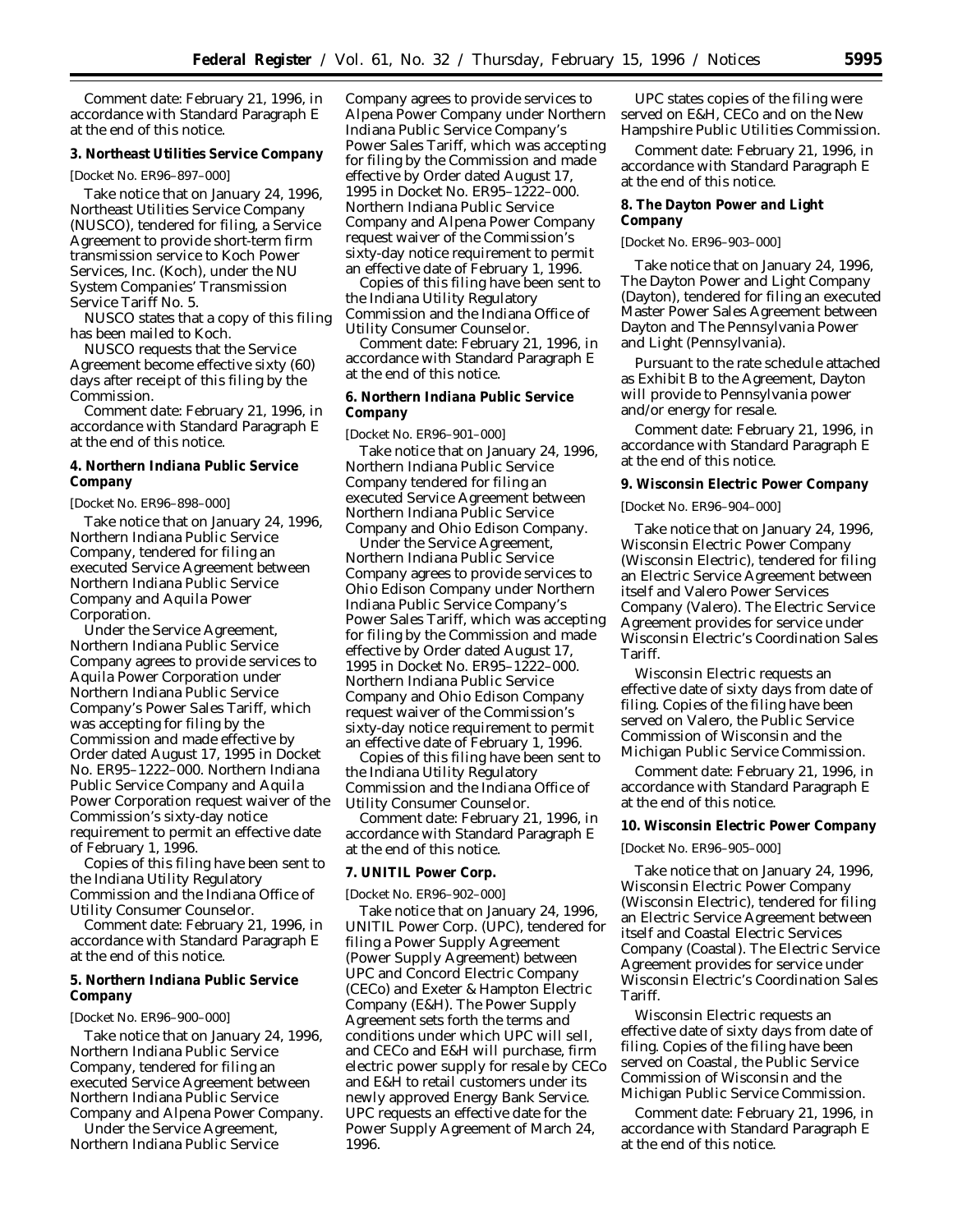Comment date: February 21, 1996, in accordance with Standard Paragraph E at the end of this notice.

**3. Northeast Utilities Service Company**

[Docket No. ER96–897–000]

Take notice that on January 24, 1996, Northeast Utilities Service Company (NUSCO), tendered for filing, a Service Agreement to provide short-term firm transmission service to Koch Power Services, Inc. (Koch), under the NU System Companies' Transmission Service Tariff No. 5.

NUSCO states that a copy of this filing has been mailed to Koch.

NUSCO requests that the Service Agreement become effective sixty (60) days after receipt of this filing by the Commission.

Comment date: February 21, 1996, in accordance with Standard Paragraph E at the end of this notice.

**4. Northern Indiana Public Service Company**

[Docket No. ER96–898–000]

Take notice that on January 24, 1996, Northern Indiana Public Service Company, tendered for filing an executed Service Agreement between Northern Indiana Public Service Company and Aquila Power Corporation.

Under the Service Agreement, Northern Indiana Public Service Company agrees to provide services to Aquila Power Corporation under Northern Indiana Public Service Company's Power Sales Tariff, which was accepting for filing by the Commission and made effective by Order dated August 17, 1995 in Docket No. ER95–1222–000. Northern Indiana Public Service Company and Aquila Power Corporation request waiver of the Commission's sixty-day notice requirement to permit an effective date of February 1, 1996.

Copies of this filing have been sent to the Indiana Utility Regulatory Commission and the Indiana Office of Utility Consumer Counselor.

Comment date: February 21, 1996, in accordance with Standard Paragraph E at the end of this notice.

**5. Northern Indiana Public Service Company**

[Docket No. ER96–900–000]

Take notice that on January 24, 1996, Northern Indiana Public Service Company, tendered for filing an executed Service Agreement between Northern Indiana Public Service Company and Alpena Power Company.

Under the Service Agreement, Northern Indiana Public Service Company agrees to provide services to Alpena Power Company under Northern Indiana Public Service Company's Power Sales Tariff, which was accepting for filing by the Commission and made effective by Order dated August 17, 1995 in Docket No. ER95–1222–000. Northern Indiana Public Service Company and Alpena Power Company request waiver of the Commission's sixty-day notice requirement to permit an effective date of February 1, 1996.

Copies of this filing have been sent to the Indiana Utility Regulatory Commission and the Indiana Office of Utility Consumer Counselor.

Comment date: February 21, 1996, in accordance with Standard Paragraph E at the end of this notice.

**6. Northern Indiana Public Service Company**

[Docket No. ER96–901–000]

Take notice that on January 24, 1996, Northern Indiana Public Service Company tendered for filing an executed Service Agreement between Northern Indiana Public Service Company and Ohio Edison Company.

Under the Service Agreement, Northern Indiana Public Service Company agrees to provide services to Ohio Edison Company under Northern Indiana Public Service Company's Power Sales Tariff, which was accepting for filing by the Commission and made effective by Order dated August 17, 1995 in Docket No. ER95–1222–000. Northern Indiana Public Service Company and Ohio Edison Company request waiver of the Commission's sixty-day notice requirement to permit an effective date of February 1, 1996.

Copies of this filing have been sent to the Indiana Utility Regulatory Commission and the Indiana Office of Utility Consumer Counselor.

Comment date: February 21, 1996, in accordance with Standard Paragraph E at the end of this notice.

**7. UNITIL Power Corp.**

[Docket No. ER96–902–000]

Take notice that on January 24, 1996, UNITIL Power Corp. (UPC), tendered for filing a Power Supply Agreement (Power Supply Agreement) between UPC and Concord Electric Company (CECo) and Exeter & Hampton Electric Company (E&H). The Power Supply Agreement sets forth the terms and conditions under which UPC will sell, and CECo and E&H will purchase, firm electric power supply for resale by CECo and E&H to retail customers under its newly approved Energy Bank Service. UPC requests an effective date for the Power Supply Agreement of March 24, 1996.

UPC states copies of the filing were served on E&H, CECo and on the New Hampshire Public Utilities Commission.

Comment date: February 21, 1996, in accordance with Standard Paragraph E at the end of this notice.

**8. The Dayton Power and Light Company**

[Docket No. ER96–903–000]

Take notice that on January 24, 1996, The Dayton Power and Light Company (Dayton), tendered for filing an executed Master Power Sales Agreement between Dayton and The Pennsylvania Power and Light (Pennsylvania).

Pursuant to the rate schedule attached as Exhibit B to the Agreement, Dayton will provide to Pennsylvania power and/or energy for resale.

Comment date: February 21, 1996, in accordance with Standard Paragraph E at the end of this notice.

**9. Wisconsin Electric Power Company**

[Docket No. ER96–904–000]

Take notice that on January 24, 1996, Wisconsin Electric Power Company (Wisconsin Electric), tendered for filing an Electric Service Agreement between itself and Valero Power Services Company (Valero). The Electric Service Agreement provides for service under Wisconsin Electric's Coordination Sales Tariff.

Wisconsin Electric requests an effective date of sixty days from date of filing. Copies of the filing have been served on Valero, the Public Service Commission of Wisconsin and the Michigan Public Service Commission.

Comment date: February 21, 1996, in accordance with Standard Paragraph E at the end of this notice.

**10. Wisconsin Electric Power Company**

[Docket No. ER96–905–000]

Take notice that on January 24, 1996, Wisconsin Electric Power Company (Wisconsin Electric), tendered for filing an Electric Service Agreement between itself and Coastal Electric Services Company (Coastal). The Electric Service Agreement provides for service under Wisconsin Electric's Coordination Sales Tariff.

Wisconsin Electric requests an effective date of sixty days from date of filing. Copies of the filing have been served on Coastal, the Public Service Commission of Wisconsin and the Michigan Public Service Commission.

Comment date: February 21, 1996, in accordance with Standard Paragraph E at the end of this notice.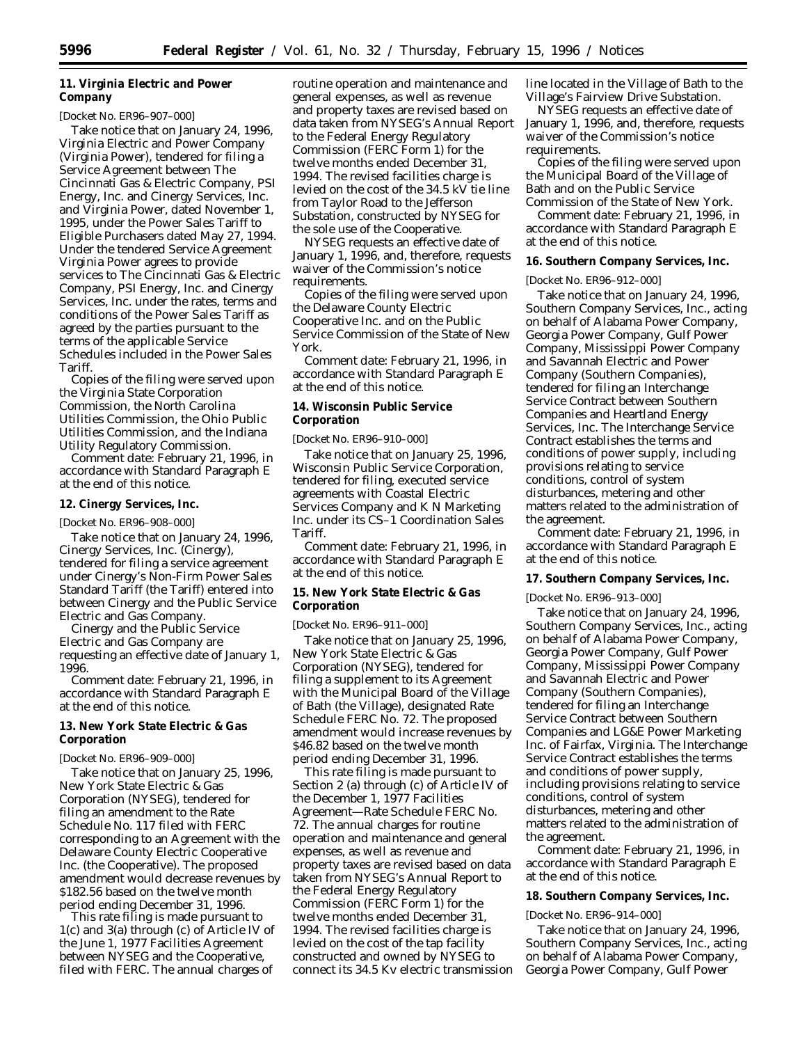## 11. Virginia Electric and Power Company

[Docket No. ER96–907–000]

Take notice that on January 24, 1996, Virginia Electric and Power Company (Virginia Power), tendered for filing a Service Agreement between The Cincinnati Gas & Electric Company, PSI Energy, Inc. and Cinergy Services, Inc. and Virginia Power, dated November 1, 1995, under the Power Sales Tariff to Eligible Purchasers dated May 27, 1994. Under the tendered Service Agreement Virginia Power agrees to provide services to The Cincinnati Gas & Electric Company, PSI Energy, Inc. and Cinergy Services, Inc. under the rates, terms and conditions of the Power Sales Tariff as agreed by the parties pursuant to the terms of the applicable Service Schedules included in the Power Sales Tariff.

Copies of the filing were served upon the Virginia State Corporation Commission, the North Carolina Utilities Commission, the Ohio Public Utilities Commission, and the Indiana Utility Regulatory Commission.

*Comment date:* February 21, 1996, in accordance with Standard Paragraph E at the end of this notice.

## 12. Cinergy Services, Inc.

[Docket No. ER96–908–000]

Take notice that on January 24, 1996, Cinergy Services, Inc. (Cinergy), tendered for filing a service agreement under Cinergy's Non-Firm Power Sales Standard Tariff (the Tariff) entered into between Cinergy and the Public Service Electric and Gas Company.

Cinergy and the Public Service Electric and Gas Company are requesting an effective date of January 1, 1996.

*Comment date:* February 21, 1996, in accordance with Standard Paragraph E at the end of this notice.

## 13. New York State Electric & Gas Corporation

[Docket No. ER96–909–000]

Take notice that on January 25, 1996, New York State Electric & Gas Corporation (NYSEG), tendered for filing an amendment to the Rate Schedule No. 117 filed with FERC corresponding to an Agreement with the Delaware County Electric Cooperative Inc. (the Cooperative). The proposed amendment would decrease revenues by $182.56 based on the twelve month period ending December 31, 1996.

This rate filing is made pursuant to 1(c) and 3(a) through (c) of Article IV of the June 1, 1977 Facilities Agreement between NYSEG and the Cooperative, filed with FERC. The annual charges of routine operation and maintenance and general expenses, as well as revenue and property taxes are revised based on data taken from NYSEG's Annual Report to the Federal Energy Regulatory Commission (FERC Form 1) for the twelve months ended December 31, 1994. The revised facilities charge is levied on the cost of the 34.5 kV tie line from Taylor Road to the Jefferson Substation, constructed by NYSEG for the sole use of the Cooperative.

NYSEG requests an effective date of January 1, 1996, and, therefore, requests waiver of the Commission's notice requirements.

Copies of the filing were served upon the Delaware County Electric Cooperative Inc. and on the Public Service Commission of the State of New York.

*Comment date:* February 21, 1996, in accordance with Standard Paragraph E at the end of this notice.

## 14. Wisconsin Public Service Corporation

[Docket No. ER96–910–000]

Take notice that on January 25, 1996, Wisconsin Public Service Corporation, tendered for filing, executed service agreements with Coastal Electric Services Company and K N Marketing Inc. under its CS–1 Coordination Sales Tariff.

*Comment date:* February 21, 1996, in accordance with Standard Paragraph E at the end of this notice.

## 15. New York State Electric & Gas Corporation

[Docket No. ER96–911–000]

Take notice that on January 25, 1996, New York State Electric & Gas Corporation (NYSEG), tendered for filing a supplement to its Agreement with the Municipal Board of the Village of Bath (the Village), designated Rate Schedule FERC No. 72. The proposed amendment would increase revenues by $46.82 based on the twelve month period ending December 31, 1996.

This rate filing is made pursuant to Section 2 (a) through (c) of Article IV of the December 1, 1977 Facilities Agreement—Rate Schedule FERC No. 72. The annual charges for routine operation and maintenance and general expenses, as well as revenue and property taxes are revised based on data taken from NYSEG's Annual Report to the Federal Energy Regulatory Commission (FERC Form 1) for the twelve months ended December 31, 1994. The revised facilities charge is levied on the cost of the tap facility constructed and owned by NYSEG to connect its 34.5 Kv electric transmission line located in the Village of Bath to the Village's Fairview Drive Substation.

NYSEG requests an effective date of January 1, 1996, and, therefore, requests waiver of the Commission's notice requirements.

Copies of the filing were served upon the Municipal Board of the Village of Bath and on the Public Service Commission of the State of New York.

*Comment date:* February 21, 1996, in accordance with Standard Paragraph E at the end of this notice.

## 16. Southern Company Services, Inc.

[Docket No. ER96–912–000]

Take notice that on January 24, 1996, Southern Company Services, Inc., acting on behalf of Alabama Power Company, Georgia Power Company, Gulf Power Company, Mississippi Power Company and Savannah Electric and Power Company (Southern Companies), tendered for filing an Interchange Service Contract between Southern Companies and Heartland Energy Services, Inc. The Interchange Service Contract establishes the terms and conditions of power supply, including provisions relating to service conditions, control of system disturbances, metering and other matters related to the administration of the agreement.

*Comment date:* February 21, 1996, in accordance with Standard Paragraph E at the end of this notice.

## 17. Southern Company Services, Inc.

[Docket No. ER96–913–000]

Take notice that on January 24, 1996, Southern Company Services, Inc., acting on behalf of Alabama Power Company, Georgia Power Company, Gulf Power Company, Mississippi Power Company and Savannah Electric and Power Company (Southern Companies), tendered for filing an Interchange Service Contract between Southern Companies and LG&E Power Marketing Inc. of Fairfax, Virginia. The Interchange Service Contract establishes the terms and conditions of power supply, including provisions relating to service conditions, control of system disturbances, metering and other matters related to the administration of the agreement.

*Comment date:* February 21, 1996, in accordance with Standard Paragraph E at the end of this notice.

## 18. Southern Company Services, Inc.

[Docket No. ER96–914–000]

Take notice that on January 24, 1996, Southern Company Services, Inc., acting on behalf of Alabama Power Company, Georgia Power Company, Gulf Power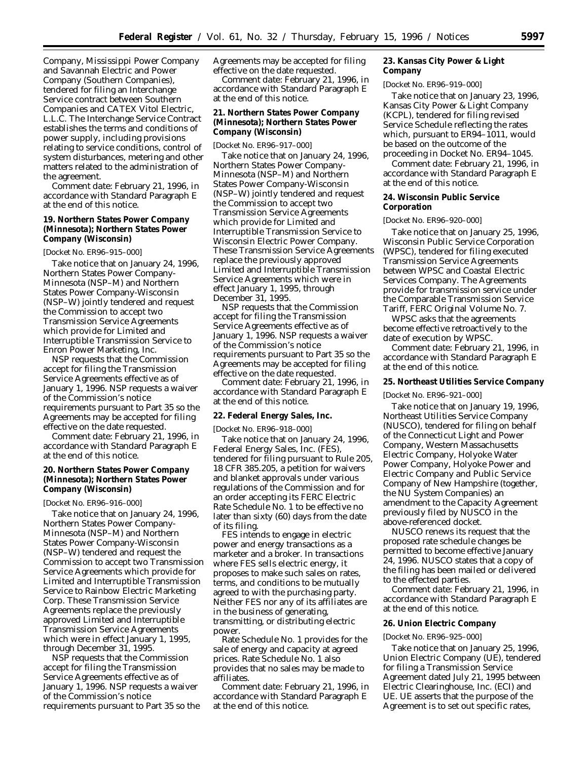Company, Mississippi Power Company and Savannah Electric and Power Company (Southern Companies), tendered for filing an Interchange Service contract between Southern Companies and CATEX Vitol Electric, L.L.C. The Interchange Service Contract establishes the terms and conditions of power supply, including provisions relating to service conditions, control of system disturbances, metering and other matters related to the administration of the agreement.

*Comment date:* February 21, 1996, in accordance with Standard Paragraph E at the end of this notice.

**19. Northern States Power Company (Minnesota); Northern States Power Company (Wisconsin)**

[Docket No. ER96–915–000]

Take notice that on January 24, 1996, Northern States Power Company-Minnesota (NSP–M) and Northern States Power Company-Wisconsin (NSP–W) jointly tendered and request the Commission to accept two Transmission Service Agreements which provide for Limited and Interruptible Transmission Service to Enron Power Marketing, Inc.

NSP requests that the Commission accept for filing the Transmission Service Agreements effective as of January 1, 1996. NSP requests a waiver of the Commission's notice requirements pursuant to Part 35 so the Agreements may be accepted for filing effective on the date requested.

*Comment date:* February 21, 1996, in accordance with Standard Paragraph E at the end of this notice.

**20. Northern States Power Company (Minnesota); Northern States Power Company (Wisconsin)**

[Docket No. ER96–916–000]

Take notice that on January 24, 1996, Northern States Power Company-Minnesota (NSP–M) and Northern States Power Company-Wisconsin (NSP–W) tendered and request the Commission to accept two Transmission Service Agreements which provide for Limited and Interruptible Transmission Service to Rainbow Electric Marketing Corp. These Transmission Service Agreements replace the previously approved Limited and Interruptible Transmission Service Agreements which were in effect January 1, 1995, through December 31, 1995.

NSP requests that the Commission accept for filing the Transmission Service Agreements effective as of January 1, 1996. NSP requests a waiver of the Commission's notice requirements pursuant to Part 35 so the Agreements may be accepted for filing effective on the date requested.

*Comment date:* February 21, 1996, in accordance with Standard Paragraph E at the end of this notice.

**21. Northern States Power Company (Minnesota); Northern States Power Company (Wisconsin)**

[Docket No. ER96–917–000]

Take notice that on January 24, 1996, Northern States Power Company-Minnesota (NSP–M) and Northern States Power Company-Wisconsin (NSP–W) jointly tendered and request the Commission to accept two Transmission Service Agreements which provide for Limited and Interruptible Transmission Service to Wisconsin Electric Power Company. These Transmission Service Agreements replace the previously approved Limited and Interruptible Transmission Service Agreements which were in effect January 1, 1995, through December 31, 1995.

NSP requests that the Commission accept for filing the Transmission Service Agreements effective as of January 1, 1996. NSP requests a waiver of the Commission's notice requirements pursuant to Part 35 so the Agreements may be accepted for filing effective on the date requested.

*Comment date:* February 21, 1996, in accordance with Standard Paragraph E at the end of this notice.

**22. Federal Energy Sales, Inc.**

[Docket No. ER96–918–000]

Take notice that on January 24, 1996, Federal Energy Sales, Inc. (FES), tendered for filing pursuant to Rule 205, 18 CFR 385.205, a petition for waivers and blanket approvals under various regulations of the Commission and for an order accepting its FERC Electric Rate Schedule No. 1 to be effective no later than sixty (60) days from the date of its filing.

FES intends to engage in electric power and energy transactions as a marketer and a broker. In transactions where FES sells electric energy, it proposes to make such sales on rates, terms, and conditions to be mutually agreed to with the purchasing party. Neither FES nor any of its affiliates are in the business of generating, transmitting, or distributing electric power.

Rate Schedule No. 1 provides for the sale of energy and capacity at agreed prices. Rate Schedule No. 1 also provides that no sales may be made to affiliates.

*Comment date:* February 21, 1996, in accordance with Standard Paragraph E at the end of this notice.

**23. Kansas City Power & Light Company**

[Docket No. ER96–919–000]

Take notice that on January 23, 1996, Kansas City Power & Light Company (KCPL), tendered for filing revised Service Schedule reflecting the rates which, pursuant to ER94–1011, would be based on the outcome of the proceeding in Docket No. ER94–1045.

*Comment date:* February 21, 1996, in accordance with Standard Paragraph E at the end of this notice.

**24. Wisconsin Public Service Corporation**

[Docket No. ER96–920–000]

Take notice that on January 25, 1996, Wisconsin Public Service Corporation (WPSC), tendered for filing executed Transmission Service Agreements between WPSC and Coastal Electric Services Company. The Agreements provide for transmission service under the Comparable Transmission Service Tariff, FERC Original Volume No. 7.

WPSC asks that the agreements become effective retroactively to the date of execution by WPSC.

*Comment date:* February 21, 1996, in accordance with Standard Paragraph E at the end of this notice.

**25. Northeast Utilities Service Company**

[Docket No. ER96–921–000]

Take notice that on January 19, 1996, Northeast Utilities Service Company (NUSCO), tendered for filing on behalf of the Connecticut Light and Power Company, Western Massachusetts Electric Company, Holyoke Water Power Company, Holyoke Power and Electric Company and Public Service Company of New Hampshire (together, the NU System Companies) an amendment to the Capacity Agreement previously filed by NUSCO in the above-referenced docket.

NUSCO renews its request that the proposed rate schedule changes be permitted to become effective January 24, 1996. NUSCO states that a copy of the filing has been mailed or delivered to the effected parties.

*Comment date:* February 21, 1996, in accordance with Standard Paragraph E at the end of this notice.

**26. Union Electric Company**

[Docket No. ER96–925–000]

Take notice that on January 25, 1996, Union Electric Company (UE), tendered for filing a Transmission Service Agreement dated July 21, 1995 between Electric Clearinghouse, Inc. (ECI) and UE. UE asserts that the purpose of the Agreement is to set out specific rates,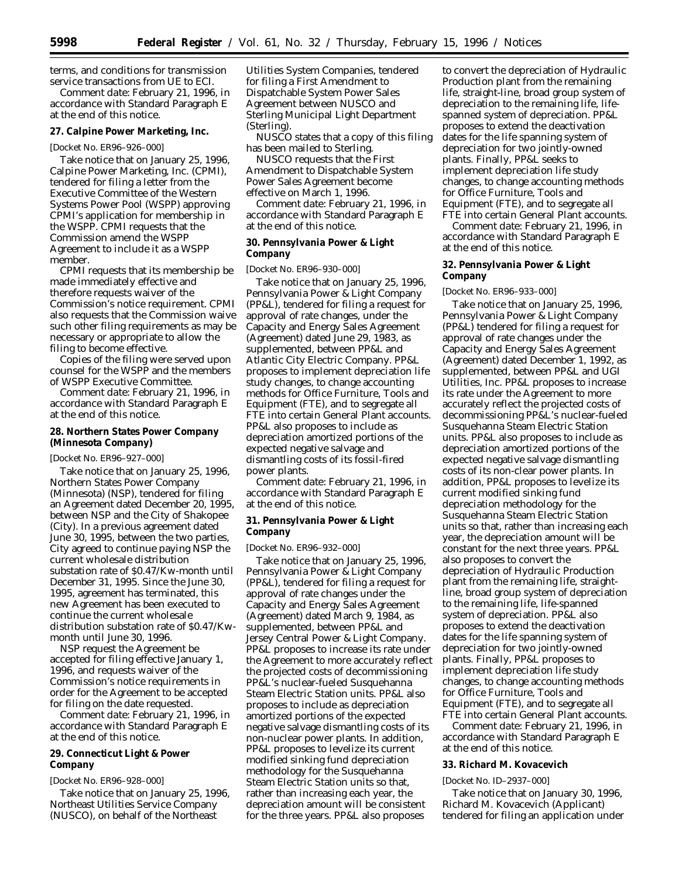terms, and conditions for transmission service transactions from UE to ECI.

Comment date: February 21, 1996, in accordance with Standard Paragraph E at the end of this notice.

**27. Calpine Power Marketing, Inc.**

[Docket No. ER96–926–000]

Take notice that on January 25, 1996, Calpine Power Marketing, Inc. (CPMI), tendered for filing a letter from the Executive Committee of the Western Systems Power Pool (WSPP) approving CPMI's application for membership in the WSPP. CPMI requests that the Commission amend the WSPP Agreement to include it as a WSPP member.

CPMI requests that its membership be made immediately effective and therefore requests waiver of the Commission's notice requirement. CPMI also requests that the Commission waive such other filing requirements as may be necessary or appropriate to allow the filing to become effective.

Copies of the filing were served upon counsel for the WSPP and the members of WSPP Executive Committee.

Comment date: February 21, 1996, in accordance with Standard Paragraph E at the end of this notice.

**28. Northern States Power Company (Minnesota Company)**

[Docket No. ER96–927–000]

Take notice that on January 25, 1996, Northern States Power Company (Minnesota) (NSP), tendered for filing an Agreement dated December 20, 1995, between NSP and the City of Shakopee (City). In a previous agreement dated June 30, 1995, between the two parties, City agreed to continue paying NSP the current wholesale distribution substation rate of $0.47/Kw-month until December 31, 1995. Since the June 30, 1995, agreement has terminated, this new Agreement has been executed to continue the current wholesale distribution substation rate of $0.47/Kw-month until June 30, 1996.

NSP request the Agreement be accepted for filing effective January 1, 1996, and requests waiver of the Commission's notice requirements in order for the Agreement to be accepted for filing on the date requested.

Comment date: February 21, 1996, in accordance with Standard Paragraph E at the end of this notice.

**29. Connecticut Light & Power Company**

[Docket No. ER96–928–000]

Take notice that on January 25, 1996, Northeast Utilities Service Company (NUSCO), on behalf of the Northeast Utilities System Companies, tendered for filing a First Amendment to Dispatchable System Power Sales Agreement between NUSCO and Sterling Municipal Light Department (Sterling).

NUSCO states that a copy of this filing has been mailed to Sterling.

NUSCO requests that the First Amendment to Dispatchable System Power Sales Agreement become effective on March 1, 1996.

Comment date: February 21, 1996, in accordance with Standard Paragraph E at the end of this notice.

**30. Pennsylvania Power & Light Company**

[Docket No. ER96–930–000]

Take notice that on January 25, 1996, Pennsylvania Power & Light Company (PP&L), tendered for filing a request for approval of rate changes, under the Capacity and Energy Sales Agreement (Agreement) dated June 29, 1983, as supplemented, between PP&L and Atlantic City Electric Company. PP&L proposes to implement depreciation life study changes, to change accounting methods for Office Furniture, Tools and Equipment (FTE), and to segregate all FTE into certain General Plant accounts. PP&L also proposes to include as depreciation amortized portions of the expected negative salvage and dismantling costs of its fossil-fired power plants.

Comment date: February 21, 1996, in accordance with Standard Paragraph E at the end of this notice.

**31. Pennsylvania Power & Light Company**

[Docket No. ER96–932–000]

Take notice that on January 25, 1996, Pennsylvania Power & Light Company (PP&L), tendered for filing a request for approval of rate changes under the Capacity and Energy Sales Agreement (Agreement) dated March 9, 1984, as supplemented, between PP&L and Jersey Central Power & Light Company. PP&L proposes to increase its rate under the Agreement to more accurately reflect the projected costs of decommissioning PP&L's nuclear-fueled Susquehanna Steam Electric Station units. PP&L also proposes to include as depreciation amortized portions of the expected negative salvage dismantling costs of its non-nuclear power plants. In addition, PP&L proposes to levelize its current modified sinking fund depreciation methodology for the Susquehanna Steam Electric Station units so that, rather than increasing each year, the depreciation amount will be consistent for the three years. PP&L also proposes to convert the depreciation of Hydraulic Production plant from the remaining life, straight-line, broad group system of depreciation to the remaining life, life-spanned system of depreciation. PP&L proposes to extend the deactivation dates for the life spanning system of depreciation for two jointly-owned plants. Finally, PP&L seeks to implement depreciation life study changes, to change accounting methods for Office Furniture, Tools and Equipment (FTE), and to segregate all FTE into certain General Plant accounts.

Comment date: February 21, 1996, in accordance with Standard Paragraph E at the end of this notice.

**32. Pennsylvania Power & Light Company**

[Docket No. ER96–933–000]

Take notice that on January 25, 1996, Pennsylvania Power & Light Company (PP&L) tendered for filing a request for approval of rate changes under the Capacity and Energy Sales Agreement (Agreement) dated December 1, 1992, as supplemented, between PP&L and UGI Utilities, Inc. PP&L proposes to increase its rate under the Agreement to more accurately reflect the projected costs of decommissioning PP&L's nuclear-fueled Susquehanna Steam Electric Station units. PP&L also proposes to include as depreciation amortized portions of the expected negative salvage dismantling costs of its non-clear power plants. In addition, PP&L proposes to levelize its current modified sinking fund depreciation methodology for the Susquehanna Steam Electric Station units so that, rather than increasing each year, the depreciation amount will be constant for the next three years. PP&L also proposes to convert the depreciation of Hydraulic Production plant from the remaining life, straight-line, broad group system of depreciation to the remaining life, life-spanned system of depreciation. PP&L also proposes to extend the deactivation dates for the life spanning system of depreciation for two jointly-owned plants. Finally, PP&L proposes to implement depreciation life study changes, to change accounting methods for Office Furniture, Tools and Equipment (FTE), and to segregate all FTE into certain General Plant accounts.

Comment date: February 21, 1996, in accordance with Standard Paragraph E at the end of this notice.

**33. Richard M. Kovacevich**

[Docket No. ID–2937–000]

Take notice that on January 30, 1996, Richard M. Kovacevich (Applicant) tendered for filing an application under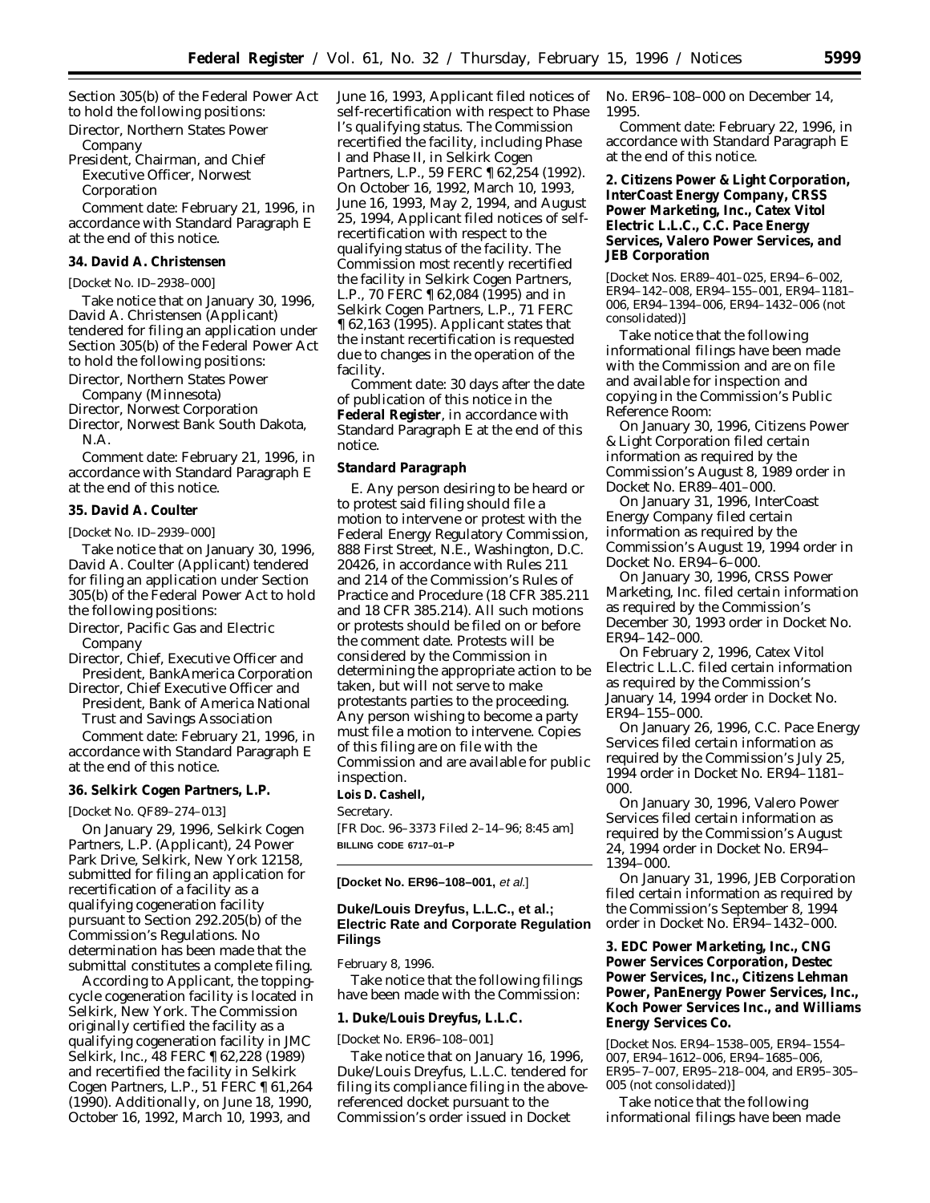Section 305(b) of the Federal Power Act to hold the following positions:

Director, Northern States Power Company

President, Chairman, and Chief Executive Officer, Norwest Corporation

Comment date: February 21, 1996, in accordance with Standard Paragraph E at the end of this notice.

### 34. David A. Christensen

[Docket No. ID–2938–000]

Take notice that on January 30, 1996, David A. Christensen (Applicant) tendered for filing an application under Section 305(b) of the Federal Power Act to hold the following positions:

Director, Northern States Power Company (Minnesota)

Director, Norwest Corporation

Director, Norwest Bank South Dakota, N.A.

Comment date: February 21, 1996, in accordance with Standard Paragraph E at the end of this notice.

### 35. David A. Coulter

[Docket No. ID–2939–000]

Take notice that on January 30, 1996, David A. Coulter (Applicant) tendered for filing an application under Section 305(b) of the Federal Power Act to hold the following positions:

Director, Pacific Gas and Electric Company

Director, Chief, Executive Officer and President, BankAmerica Corporation

Director, Chief Executive Officer and President, Bank of America National Trust and Savings Association

Comment date: February 21, 1996, in accordance with Standard Paragraph E at the end of this notice.

### 36. Selkirk Cogen Partners, L.P.

[Docket No. QF89–274–013]

On January 29, 1996, Selkirk Cogen Partners, L.P. (Applicant), 24 Power Park Drive, Selkirk, New York 12158, submitted for filing an application for recertification of a facility as a qualifying cogeneration facility pursuant to Section 292.205(b) of the Commission's Regulations. No determination has been made that the submittal constitutes a complete filing.

According to Applicant, the topping-cycle cogeneration facility is located in Selkirk, New York. The Commission originally certified the facility as a qualifying cogeneration facility in JMC Selkirk, Inc., 48 FERC ¶ 62,228 (1989) and recertified the facility in Selkirk Cogen Partners, L.P., 51 FERC ¶ 61,264 (1990). Additionally, on June 18, 1990, October 16, 1992, March 10, 1993, and June 16, 1993, Applicant filed notices of self-recertification with respect to Phase I's qualifying status. The Commission recertified the facility, including Phase I and Phase II, in Selkirk Cogen Partners, L.P., 59 FERC ¶ 62,254 (1992). On October 16, 1992, March 10, 1993, June 16, 1993, May 2, 1994, and August 25, 1994, Applicant filed notices of self-recertification with respect to the qualifying status of the facility. The Commission most recently recertified the facility in Selkirk Cogen Partners, L.P., 70 FERC ¶ 62,084 (1995) and in Selkirk Cogen Partners, L.P., 71 FERC ¶ 62,163 (1995). Applicant states that the instant recertification is requested due to changes in the operation of the facility.

Comment date: 30 days after the date of publication of this notice in the **Federal Register**, in accordance with Standard Paragraph E at the end of this notice.

### Standard Paragraph

E. Any person desiring to be heard or to protest said filing should file a motion to intervene or protest with the Federal Energy Regulatory Commission, 888 First Street, N.E., Washington, D.C. 20426, in accordance with Rules 211 and 214 of the Commission's Rules of Practice and Procedure (18 CFR 385.211 and 18 CFR 385.214). All such motions or protests should be filed on or before the comment date. Protests will be considered by the Commission in determining the appropriate action to be taken, but will not serve to make protestants parties to the proceeding. Any person wishing to become a party must file a motion to intervene. Copies of this filing are on file with the Commission and are available for public inspection.

**Lois D. Cashell,**

*Secretary.*

[FR Doc. 96–3373 Filed 2–14–96; 8:45 am]

**BILLING CODE 6717–01–P**

---

**[Docket No. ER96–108–001,** *et al.*]

## Duke/Louis Dreyfus, L.L.C., et al.; Electric Rate and Corporate Regulation Filings

February 8, 1996.

Take notice that the following filings have been made with the Commission:

### 1. Duke/Louis Dreyfus, L.L.C.

[Docket No. ER96–108–001]

Take notice that on January 16, 1996, Duke/Louis Dreyfus, L.L.C. tendered for filing its compliance filing in the above-referenced docket pursuant to the Commission's order issued in Docket No. ER96–108–000 on December 14, 1995.

Comment date: February 22, 1996, in accordance with Standard Paragraph E at the end of this notice.

### 2. Citizens Power & Light Corporation, InterCoast Energy Company, CRSS Power Marketing, Inc., Catex Vitol Electric L.L.C., C.C. Pace Energy Services, Valero Power Services, and JEB Corporation

[Docket Nos. ER89–401–025, ER94–6–002, ER94–142–008, ER94–155–001, ER94–1181–006, ER94–1394–006, ER94–1432–006 (not consolidated)]

Take notice that the following informational filings have been made with the Commission and are on file and available for inspection and copying in the Commission's Public Reference Room:

On January 30, 1996, Citizens Power & Light Corporation filed certain information as required by the Commission's August 8, 1989 order in Docket No. ER89–401–000.

On January 31, 1996, InterCoast Energy Company filed certain information as required by the Commission's August 19, 1994 order in Docket No. ER94–6–000.

On January 30, 1996, CRSS Power Marketing, Inc. filed certain information as required by the Commission's December 30, 1993 order in Docket No. ER94–142–000.

On February 2, 1996, Catex Vitol Electric L.L.C. filed certain information as required by the Commission's January 14, 1994 order in Docket No. ER94–155–000.

On January 26, 1996, C.C. Pace Energy Services filed certain information as required by the Commission's July 25, 1994 order in Docket No. ER94–1181–000.

On January 30, 1996, Valero Power Services filed certain information as required by the Commission's August 24, 1994 order in Docket No. ER94–1394–000.

On January 31, 1996, JEB Corporation filed certain information as required by the Commission's September 8, 1994 order in Docket No. ER94–1432–000.

### 3. EDC Power Marketing, Inc., CNG Power Services Corporation, Destec Power Services, Inc., Citizens Lehman Power, PanEnergy Power Services, Inc., Koch Power Services Inc., and Williams Energy Services Co.

[Docket Nos. ER94–1538–005, ER94–1554–007, ER94–1612–006, ER94–1685–006, ER95–7–007, ER95–218–004, and ER95–305–005 (not consolidated)]

Take notice that the following informational filings have been made